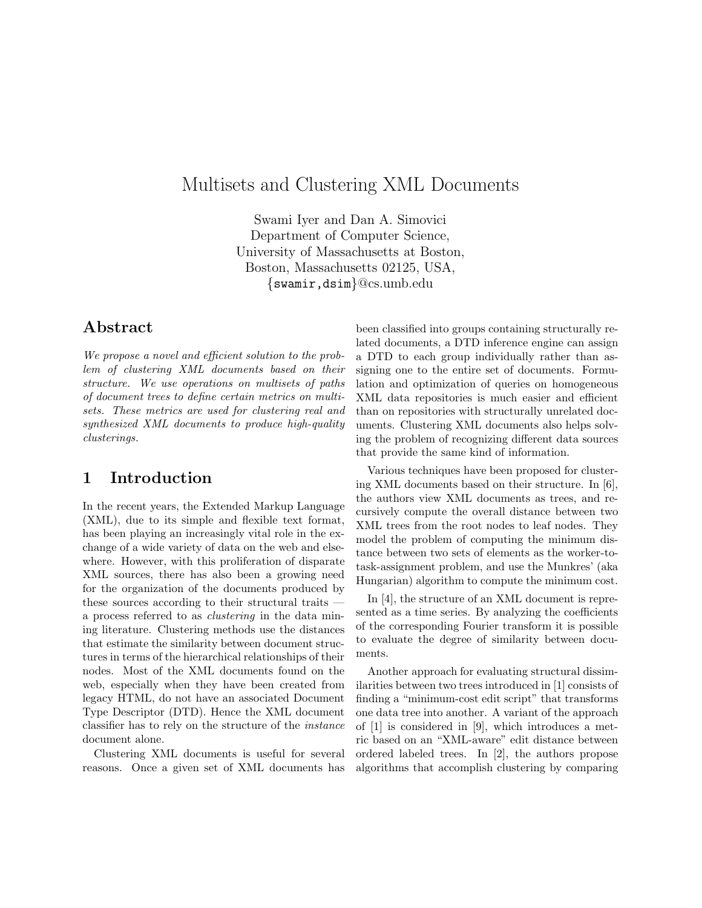# Multisets and Clustering XML Documents

Swami Iyer and Dan A. Simovici
Department of Computer Science,
University of Massachusetts at Boston,
Boston, Massachusetts 02125, USA,
{swamir,dsim}@cs.umb.edu

## Abstract

*We propose a novel and efficient solution to the problem of clustering XML documents based on their structure. We use operations on multisets of paths of document trees to define certain metrics on multisets. These metrics are used for clustering real and synthesized XML documents to produce high-quality clusterings.*

## 1 Introduction

In the recent years, the Extended Markup Language (XML), due to its simple and flexible text format, has been playing an increasingly vital role in the exchange of a wide variety of data on the web and elsewhere. However, with this proliferation of disparate XML sources, there has also been a growing need for the organization of the documents produced by these sources according to their structural traits — a process referred to as *clustering* in the data mining literature. Clustering methods use the distances that estimate the similarity between document structures in terms of the hierarchical relationships of their nodes. Most of the XML documents found on the web, especially when they have been created from legacy HTML, do not have an associated Document Type Descriptor (DTD). Hence the XML document classifier has to rely on the structure of the *instance* document alone.

Clustering XML documents is useful for several reasons. Once a given set of XML documents has been classified into groups containing structurally related documents, a DTD inference engine can assign a DTD to each group individually rather than assigning one to the entire set of documents. Formulation and optimization of queries on homogeneous XML data repositories is much easier and efficient than on repositories with structurally unrelated documents. Clustering XML documents also helps solving the problem of recognizing different data sources that provide the same kind of information.

Various techniques have been proposed for clustering XML documents based on their structure. In [6], the authors view XML documents as trees, and recursively compute the overall distance between two XML trees from the root nodes to leaf nodes. They model the problem of computing the minimum distance between two sets of elements as the worker-to-task-assignment problem, and use the Munkres' (aka Hungarian) algorithm to compute the minimum cost.

In [4], the structure of an XML document is represented as a time series. By analyzing the coefficients of the corresponding Fourier transform it is possible to evaluate the degree of similarity between documents.

Another approach for evaluating structural dissimilarities between two trees introduced in [1] consists of finding a "minimum-cost edit script" that transforms one data tree into another. A variant of the approach of [1] is considered in [9], which introduces a metric based on an "XML-aware" edit distance between ordered labeled trees. In [2], the authors propose algorithms that accomplish clustering by comparing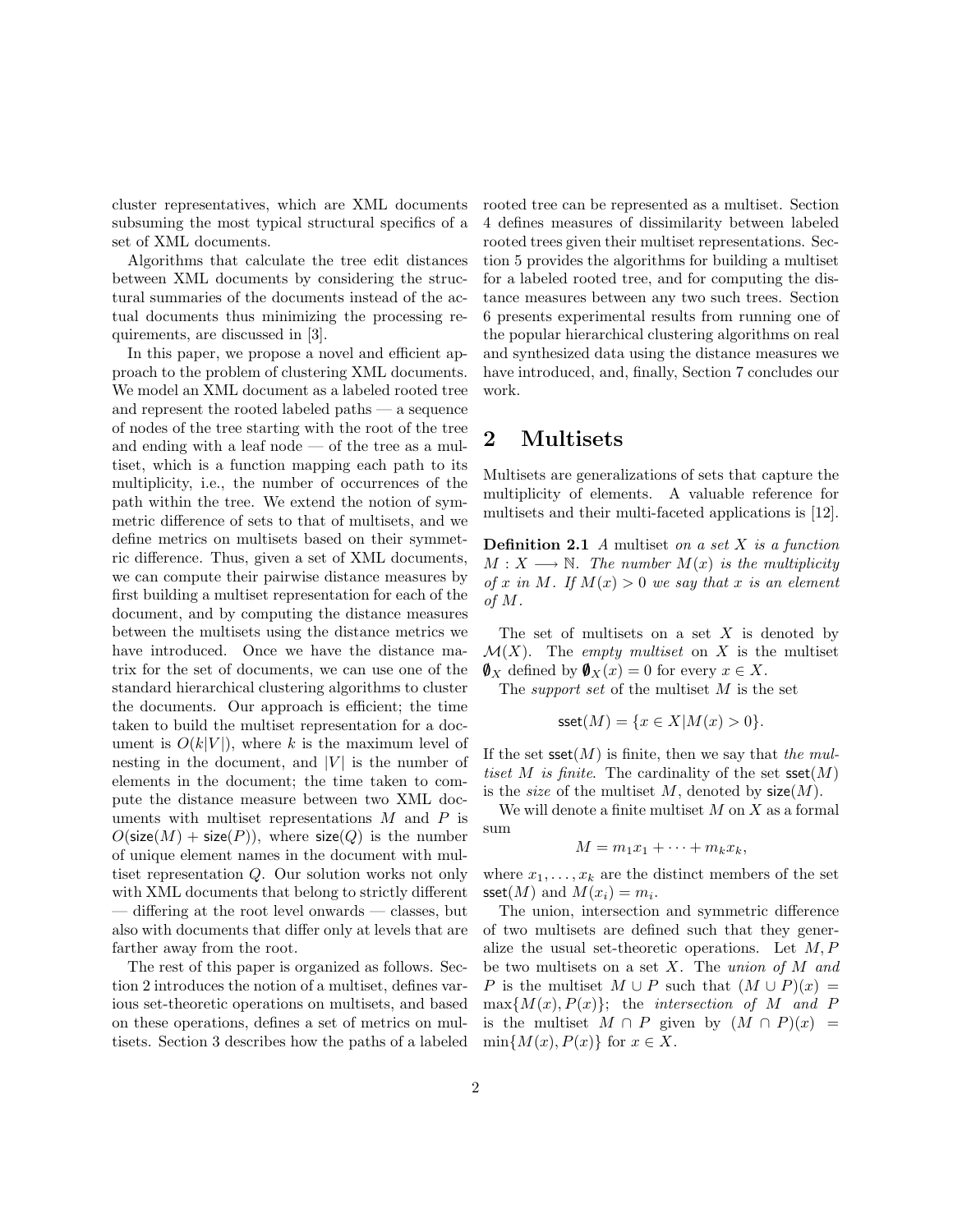cluster representatives, which are XML documents subsuming the most typical structural specifics of a set of XML documents.

Algorithms that calculate the tree edit distances between XML documents by considering the structural summaries of the documents instead of the actual documents thus minimizing the processing requirements, are discussed in [3].

In this paper, we propose a novel and efficient approach to the problem of clustering XML documents. We model an XML document as a labeled rooted tree and represent the rooted labeled paths — a sequence of nodes of the tree starting with the root of the tree and ending with a leaf node — of the tree as a multiset, which is a function mapping each path to its multiplicity, i.e., the number of occurrences of the path within the tree. We extend the notion of symmetric difference of sets to that of multisets, and we define metrics on multisets based on their symmetric difference. Thus, given a set of XML documents, we can compute their pairwise distance measures by first building a multiset representation for each of the document, and by computing the distance measures between the multisets using the distance metrics we have introduced. Once we have the distance matrix for the set of documents, we can use one of the standard hierarchical clustering algorithms to cluster the documents. Our approach is efficient; the time taken to build the multiset representation for a document is $O(k|V|)$, where $k$ is the maximum level of nesting in the document, and $|V|$ is the number of elements in the document; the time taken to compute the distance measure between two XML documents with multiset representations $M$ and $P$ is $O(\mathsf{size}(M) + \mathsf{size}(P))$, where $\mathsf{size}(Q)$ is the number of unique element names in the document with multiset representation $Q$. Our solution works not only with XML documents that belong to strictly different — differing at the root level onwards — classes, but also with documents that differ only at levels that are farther away from the root.

The rest of this paper is organized as follows. Section 2 introduces the notion of a multiset, defines various set-theoretic operations on multisets, and based on these operations, defines a set of metrics on multisets. Section 3 describes how the paths of a labeled rooted tree can be represented as a multiset. Section 4 defines measures of dissimilarity between labeled rooted trees given their multiset representations. Section 5 provides the algorithms for building a multiset for a labeled rooted tree, and for computing the distance measures between any two such trees. Section 6 presents experimental results from running one of the popular hierarchical clustering algorithms on real and synthesized data using the distance measures we have introduced, and, finally, Section 7 concludes our work.

## 2 Multisets

Multisets are generalizations of sets that capture the multiplicity of elements. A valuable reference for multisets and their multi-faceted applications is [12].

**Definition 2.1** *A* multiset *on a set $X$ is a function $M : X \longrightarrow \mathbb{N}$. The number $M(x)$ is the multiplicity of $x$ in $M$. If $M(x) > 0$ we say that $x$ is an element of $M$.*

The set of multisets on a set $X$ is denoted by $\mathcal{M}(X)$. The *empty multiset* on $X$ is the multiset $\emptyset_X$ defined by $\emptyset_X(x) = 0$ for every $x \in X$.

The *support set* of the multiset $M$ is the set

$$\mathsf{sset}(M) = \{x \in X | M(x) > 0\}.$$

If the set $\mathsf{sset}(M)$ is finite, then we say that *the multiset $M$ is finite*. The cardinality of the set $\mathsf{sset}(M)$ is the *size* of the multiset $M$, denoted by $\mathsf{size}(M)$.

We will denote a finite multiset $M$ on $X$ as a formal sum

$$M = m_1 x_1 + \cdots + m_k x_k,$$

where $x_1, \ldots, x_k$ are the distinct members of the set $\mathsf{sset}(M)$ and $M(x_i) = m_i$.

The union, intersection and symmetric difference of two multisets are defined such that they generalize the usual set-theoretic operations. Let $M, P$ be two multisets on a set $X$. The *union of $M$ and $P$* is the multiset $M \cup P$ such that $(M \cup P)(x) = \max\{M(x), P(x)\}$; the *intersection of $M$ and $P$* is the multiset $M \cap P$ given by $(M \cap P)(x) = \min\{M(x), P(x)\}$ for $x \in X$.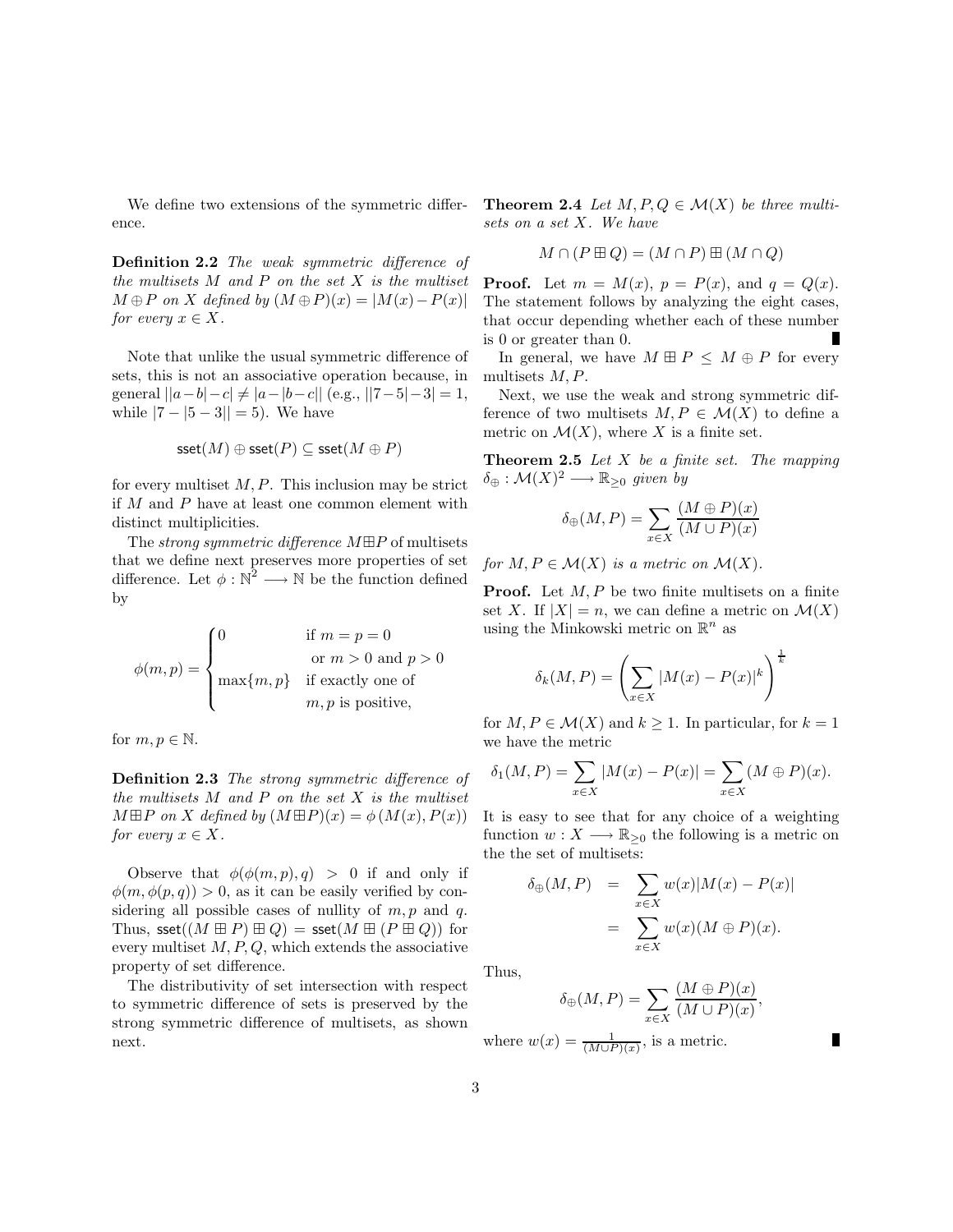We define two extensions of the symmetric difference.

**Definition 2.2** *The weak symmetric difference of the multisets $M$ and $P$ on the set $X$ is the multiset $M \oplus P$ on $X$ defined by $(M \oplus P)(x) = |M(x) - P(x)|$ for every $x \in X$.*

Note that unlike the usual symmetric difference of sets, this is not an associative operation because, in general $||a-b|-c| \neq |a-|b-c||$ (e.g., $||7-5|-3| = 1$, while $|7-|5-3|| = 5$). We have

$$\mathsf{sset}(M) \oplus \mathsf{sset}(P) \subseteq \mathsf{sset}(M \oplus P)$$

for every multiset $M, P$. This inclusion may be strict if $M$ and $P$ have at least one common element with distinct multiplicities.

The *strong symmetric difference* $M \boxplus P$ of multisets that we define next preserves more properties of set difference. Let $\phi : \mathbb{N}^2 \longrightarrow \mathbb{N}$ be the function defined by

$$\phi(m,p) = \begin{cases} 0 & \text{if } m = p = 0 \\ & \text{ or } m > 0 \text{ and } p > 0 \\ \max\{m,p\} & \text{if exactly one of} \\ & m,p \text{ is positive,} \end{cases}$$

for $m, p \in \mathbb{N}$.

**Definition 2.3** *The strong symmetric difference of the multisets $M$ and $P$ on the set $X$ is the multiset $M \boxplus P$ on $X$ defined by $(M \boxplus P)(x) = \phi\left(M(x), P(x)\right)$ for every $x \in X$.*

Observe that $\phi(\phi(m,p),q) > 0$ if and only if $\phi(m, \phi(p,q)) > 0$, as it can be easily verified by considering all possible cases of nullity of $m, p$ and $q$. Thus, $\mathsf{sset}((M \boxplus P) \boxplus Q) = \mathsf{sset}(M \boxplus (P \boxplus Q))$ for every multiset $M, P, Q$, which extends the associative property of set difference.

The distributivity of set intersection with respect to symmetric difference of sets is preserved by the strong symmetric difference of multisets, as shown next.

**Theorem 2.4** *Let $M, P, Q \in \mathcal{M}(X)$ be three multisets on a set $X$. We have*

$$M \cap (P \boxplus Q) = (M \cap P) \boxplus (M \cap Q)$$

**Proof.** Let $m = M(x)$, $p = P(x)$, and $q = Q(x)$. The statement follows by analyzing the eight cases, that occur depending whether each of these number is 0 or greater than 0. ∎

In general, we have $M \boxplus P \leq M \oplus P$ for every multisets $M, P$.

Next, we use the weak and strong symmetric difference of two multisets $M, P \in \mathcal{M}(X)$ to define a metric on $\mathcal{M}(X)$, where $X$ is a finite set.

**Theorem 2.5** *Let $X$ be a finite set. The mapping $\delta_{\oplus} : \mathcal{M}(X)^2 \longrightarrow \mathbb{R}_{\geq 0}$ given by*

$$\delta_{\oplus}(M,P) = \sum_{x \in X} \frac{(M \oplus P)(x)}{(M \cup P)(x)}$$

*for $M, P \in \mathcal{M}(X)$ is a metric on $\mathcal{M}(X)$.*

**Proof.** Let $M, P$ be two finite multisets on a finite set $X$. If $|X| = n$, we can define a metric on $\mathcal{M}(X)$ using the Minkowski metric on $\mathbb{R}^n$ as

$$\delta_k(M,P) = \left( \sum_{x \in X} |M(x) - P(x)|^k \right)^{\frac{1}{k}}$$

for $M, P \in \mathcal{M}(X)$ and $k \geq 1$. In particular, for $k = 1$ we have the metric

$$\delta_1(M,P) = \sum_{x \in X} |M(x) - P(x)| = \sum_{x \in X} (M \oplus P)(x).$$

It is easy to see that for any choice of a weighting function $w : X \longrightarrow \mathbb{R}_{\geq 0}$ the following is a metric on the the set of multisets:

$$\begin{aligned} \delta_{\oplus}(M,P) &= \sum_{x \in X} w(x)|M(x) - P(x)| \\ &= \sum_{x \in X} w(x)(M \oplus P)(x). \end{aligned}$$

Thus,

$$\delta_{\oplus}(M,P) = \sum_{x \in X} \frac{(M \oplus P)(x)}{(M \cup P)(x)},$$

where $w(x) = \frac{1}{(M \cup P)(x)}$, is a metric. ∎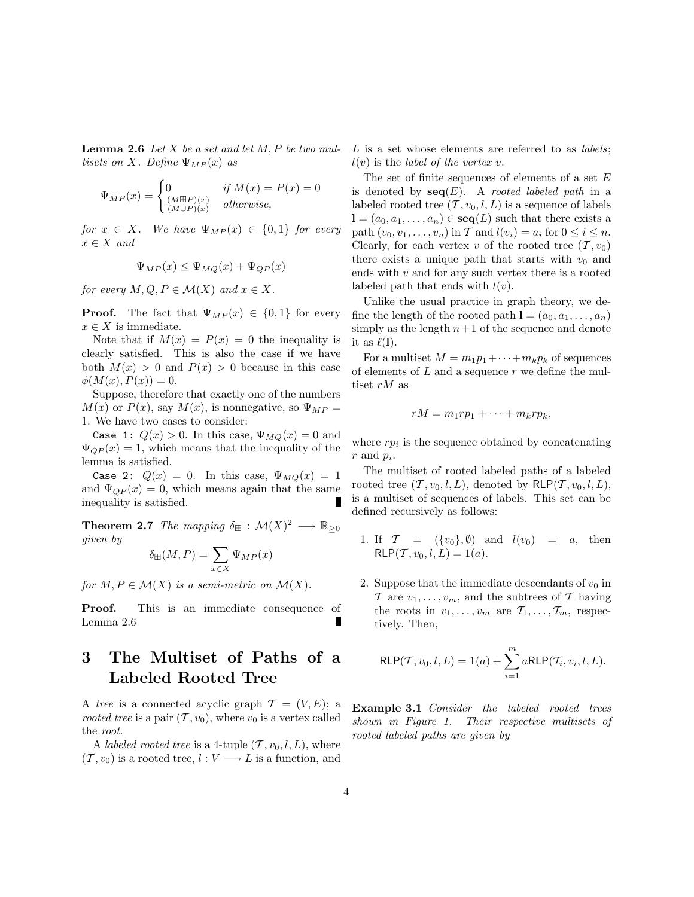**Lemma 2.6** *Let $X$ be a set and let $M, P$ be two multisets on $X$. Define $\Psi_{MP}(x)$ as*

$$\Psi_{MP}(x) = \begin{cases} 0 & \text{if } M(x) = P(x) = 0 \\ \frac{(M \boxplus P)(x)}{(M \cup P)(x)} & \text{otherwise,} \end{cases}$$

*for $x \in X$. We have $\Psi_{MP}(x) \in \{0, 1\}$ for every $x \in X$ and*

$$\Psi_{MP}(x) \leq \Psi_{MQ}(x) + \Psi_{QP}(x)$$

*for every $M, Q, P \in \mathcal{M}(X)$ and $x \in X$.*

**Proof.** The fact that $\Psi_{MP}(x) \in \{0, 1\}$ for every $x \in X$ is immediate.

Note that if $M(x) = P(x) = 0$ the inequality is clearly satisfied. This is also the case if we have both $M(x) > 0$ and $P(x) > 0$ because in this case $\phi(M(x), P(x)) = 0$.

Suppose, therefore that exactly one of the numbers $M(x)$ or $P(x)$, say $M(x)$, is nonnegative, so $\Psi_{MP} = 1$. We have two cases to consider:

`Case 1:` $Q(x) > 0$. In this case, $\Psi_{MQ}(x) = 0$ and $\Psi_{QP}(x) = 1$, which means that the inequality of the lemma is satisfied.

`Case 2:` $Q(x) = 0$. In this case, $\Psi_{MQ}(x) = 1$ and $\Psi_{QP}(x) = 0$, which means again that the same inequality is satisfied. ∎

**Theorem 2.7** *The mapping $\delta_{\boxplus} : \mathcal{M}(X)^2 \longrightarrow \mathbb{R}_{\geq 0}$ given by*

$$\delta_{\boxplus}(M, P) = \sum_{x \in X} \Psi_{MP}(x)$$

*for $M, P \in \mathcal{M}(X)$ is a semi-metric on $\mathcal{M}(X)$.*

**Proof.** This is an immediate consequence of Lemma 2.6 ∎

# 3 The Multiset of Paths of a Labeled Rooted Tree

A *tree* is a connected acyclic graph $\mathcal{T} = (V, E)$; a *rooted tree* is a pair $(\mathcal{T}, v_0)$, where $v_0$ is a vertex called the *root*.

A *labeled rooted tree* is a 4-tuple $(\mathcal{T}, v_0, l, L)$, where $(\mathcal{T}, v_0)$ is a rooted tree, $l : V \longrightarrow L$ is a function, and $L$ is a set whose elements are referred to as *labels*; $l(v)$ is the *label of the vertex v*.

The set of finite sequences of elements of a set $E$ is denoted by $\mathbf{seq}(E)$. A *rooted labeled path* in a labeled rooted tree $(\mathcal{T}, v_0, l, L)$ is a sequence of labels $\mathbf{l} = (a_0, a_1, \ldots, a_n) \in \mathbf{seq}(L)$ such that there exists a path $(v_0, v_1, \ldots, v_n)$ in $\mathcal{T}$ and $l(v_i) = a_i$ for $0 \leq i \leq n$. Clearly, for each vertex $v$ of the rooted tree $(\mathcal{T}, v_0)$ there exists a unique path that starts with $v_0$ and ends with $v$ and for any such vertex there is a rooted labeled path that ends with $l(v)$.

Unlike the usual practice in graph theory, we define the length of the rooted path $\mathbf{l} = (a_0, a_1, \ldots, a_n)$ simply as the length $n+1$ of the sequence and denote it as $\ell(\mathbf{l})$.

For a multiset $M = m_1 p_1 + \cdots + m_k p_k$ of sequences of elements of $L$ and a sequence $r$ we define the multiset $rM$ as

$$rM = m_1 r p_1 + \cdots + m_k r p_k,$$

where $rp_i$ is the sequence obtained by concatenating $r$ and $p_i$.

The multiset of rooted labeled paths of a labeled rooted tree $(\mathcal{T}, v_0, l, L)$, denoted by $\mathsf{RLP}(\mathcal{T}, v_0, l, L)$, is a multiset of sequences of labels. This set can be defined recursively as follows:

1. If $\mathcal{T} = (\{v_0\}, \emptyset)$ and $l(v_0) = a$, then $\mathsf{RLP}(\mathcal{T}, v_0, l, L) = 1(a)$.

2. Suppose that the immediate descendants of $v_0$ in $\mathcal{T}$ are $v_1, \ldots, v_m$, and the subtrees of $\mathcal{T}$ having the roots in $v_1, \ldots, v_m$ are $\mathcal{T}_1, \ldots, \mathcal{T}_m$, respectively. Then,

$$\mathsf{RLP}(\mathcal{T}, v_0, l, L) = 1(a) + \sum_{i=1}^{m} a\mathsf{RLP}(\mathcal{T}_i, v_i, l, L).$$

**Example 3.1** *Consider the labeled rooted trees shown in Figure 1. Their respective multisets of rooted labeled paths are given by*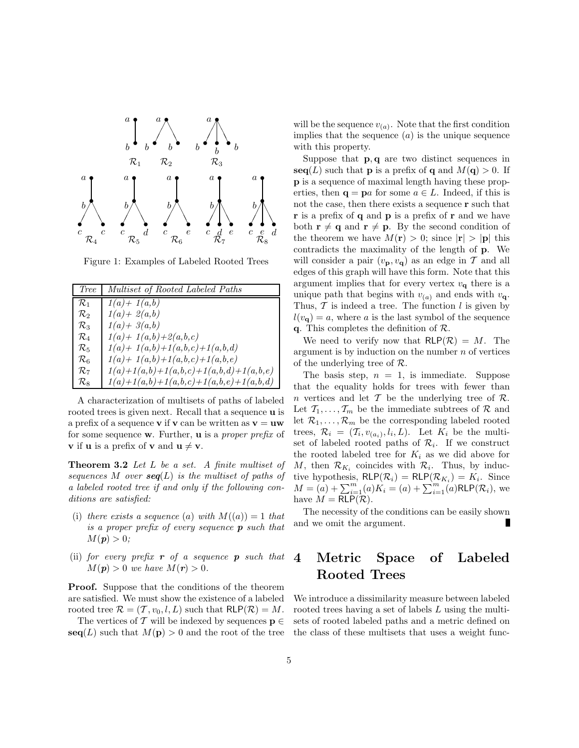Figure 1: Examples of Labeled Rooted Trees

| *Tree* | *Multiset of Rooted Labeled Paths* |
|---|---|
| $\mathcal{R}_1$ | *1(a)+ 1(a,b)* |
| $\mathcal{R}_2$ | *1(a)+ 2(a,b)* |
| $\mathcal{R}_3$ | *1(a)+ 3(a,b)* |
| $\mathcal{R}_4$ | *1(a)+ 1(a,b)+2(a,b,c)* |
| $\mathcal{R}_5$ | *1(a)+ 1(a,b)+1(a,b,c)+1(a,b,d)* |
| $\mathcal{R}_6$ | *1(a)+ 1(a,b)+1(a,b,c)+1(a,b,e)* |
| $\mathcal{R}_7$ | *1(a)+1(a,b)+1(a,b,c)+1(a,b,d)+1(a,b,e)* |
| $\mathcal{R}_8$ | *1(a)+1(a,b)+1(a,b,c)+1(a,b,e)+1(a,b,d)* |

A characterization of multisets of paths of labeled rooted trees is given next. Recall that a sequence $\mathbf{u}$ is a prefix of a sequence $\mathbf{v}$ if $\mathbf{v}$ can be written as $\mathbf{v} = \mathbf{uw}$ for some sequence $\mathbf{w}$. Further, $\mathbf{u}$ is a *proper prefix* of $\mathbf{v}$ if $\mathbf{u}$ is a prefix of $\mathbf{v}$ and $\mathbf{u} \neq \mathbf{v}$.

**Theorem 3.2** *Let $L$ be a set. A finite multiset of sequences $M$ over $\mathbf{seq}(L)$ is the multiset of paths of a labeled rooted tree if and only if the following conditions are satisfied:*

(i) *there exists a sequence $(a)$ with $M((a)) = 1$ that is a proper prefix of every sequence $\mathbf{p}$ such that $M(\mathbf{p}) > 0$;*

(ii) *for every prefix $\mathbf{r}$ of a sequence $\mathbf{p}$ such that $M(\mathbf{p}) > 0$ we have $M(\mathbf{r}) > 0$.*

**Proof.** Suppose that the conditions of the theorem are satisfied. We must show the existence of a labeled rooted tree $\mathcal{R} = (\mathcal{T}, v_0, l, L)$ such that $\mathsf{RLP}(\mathcal{R}) = M$.

The vertices of $\mathcal{T}$ will be indexed by sequences $\mathbf{p} \in \mathbf{seq}(L)$ such that $M(\mathbf{p}) > 0$ and the root of the tree will be the sequence $v_{(a)}$. Note that the first condition implies that the sequence $(a)$ is the unique sequence with this property.

Suppose that $\mathbf{p}, \mathbf{q}$ are two distinct sequences in $\mathbf{seq}(L)$ such that $\mathbf{p}$ is a prefix of $\mathbf{q}$ and $M(\mathbf{q}) > 0$. If $\mathbf{p}$ is a sequence of maximal length having these properties, then $\mathbf{q} = \mathbf{p}a$ for some $a \in L$. Indeed, if this is not the case, then there exists a sequence $\mathbf{r}$ such that $\mathbf{r}$ is a prefix of $\mathbf{q}$ and $\mathbf{p}$ is a prefix of $\mathbf{r}$ and we have both $\mathbf{r} \neq \mathbf{q}$ and $\mathbf{r} \neq \mathbf{p}$. By the second condition of the theorem we have $M(\mathbf{r}) > 0$; since $|\mathbf{r}| > |\mathbf{p}|$ this contradicts the maximality of the length of $\mathbf{p}$. We will consider a pair $(v_{\mathbf{p}}, v_{\mathbf{q}})$ as an edge in $\mathcal{T}$ and all edges of this graph will have this form. Note that this argument implies that for every vertex $v_{\mathbf{q}}$ there is a unique path that begins with $v_{(a)}$ and ends with $v_{\mathbf{q}}$. Thus, $\mathcal{T}$ is indeed a tree. The function $l$ is given by $l(v_{\mathbf{q}}) = a$, where $a$ is the last symbol of the sequence $\mathbf{q}$. This completes the definition of $\mathcal{R}$.

We need to verify now that $\mathsf{RLP}(\mathcal{R}) = M$. The argument is by induction on the number $n$ of vertices of the underlying tree of $\mathcal{R}$.

The basis step, $n = 1$, is immediate. Suppose that the equality holds for trees with fewer than $n$ vertices and let $\mathcal{T}$ be the underlying tree of $\mathcal{R}$. Let $\mathcal{T}_1, \ldots, \mathcal{T}_m$ be the immediate subtrees of $\mathcal{R}$ and let $\mathcal{R}_1, \ldots, \mathcal{R}_m$ be the corresponding labeled rooted trees, $\mathcal{R}_i = (\mathcal{T}_i, v_{(a_i)}, l_i, L)$. Let $K_i$ be the multiset of labeled rooted paths of $\mathcal{R}_i$. If we construct the rooted labeled tree for $K_i$ as we did above for $M$, then $\mathcal{R}_{K_i}$ coincides with $\mathcal{R}_i$. Thus, by inductive hypothesis, $\mathsf{RLP}(\mathcal{R}_i) = \mathsf{RLP}(\mathcal{R}_{K_i}) = K_i$. Since $M = (a) + \sum_{i=1}^{m}(a)K_i = (a) + \sum_{i=1}^{m}(a)\mathsf{RLP}(\mathcal{R}_i)$, we have $M = \mathsf{RLP}(\mathcal{R})$.

The necessity of the conditions can be easily shown and we omit the argument. ∎

# 4 Metric Space of Labeled Rooted Trees

We introduce a dissimilarity measure between labeled rooted trees having a set of labels $L$ using the multisets of rooted labeled paths and a metric defined on the class of these multisets that uses a weight func-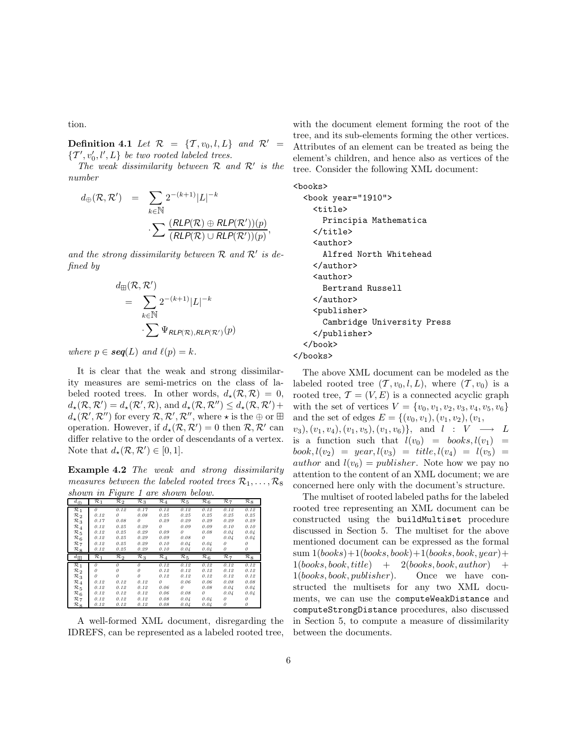tion.

**Definition 4.1** *Let $\mathcal{R} = \{\mathcal{T}, v_0, l, L\}$ and $\mathcal{R}' = \{\mathcal{T}', v_0', l', L\}$ be two rooted labeled trees.*

*The weak dissimilarity between $\mathcal{R}$ and $\mathcal{R}'$ is the number*

$$d_{\oplus}(\mathcal{R}, \mathcal{R}') = \sum_{k \in \mathbb{N}} 2^{-(k+1)} |L|^{-k} \cdot \sum \frac{(\mathit{RLP}(\mathcal{R}) \oplus \mathit{RLP}(\mathcal{R}'))(p)}{(\mathit{RLP}(\mathcal{R}) \cup \mathit{RLP}(\mathcal{R}'))(p)},$$

*and the strong dissimilarity between $\mathcal{R}$ and $\mathcal{R}'$ is defined by*

$$d_{\boxplus}(\mathcal{R}, \mathcal{R}') = \sum_{k \in \mathbb{N}} 2^{-(k+1)} |L|^{-k} \cdot \sum \Psi_{\mathit{RLP}(\mathcal{R}), \mathit{RLP}(\mathcal{R}')}(p)$$

*where $p \in \boldsymbol{seq}(L)$ and $\ell(p) = k$.*

It is clear that the weak and strong dissimilarity measures are semi-metrics on the class of labeled rooted trees. In other words, $d_\star(\mathcal{R}, \mathcal{R}) = 0$, $d_\star(\mathcal{R}, \mathcal{R}') = d_\star(\mathcal{R}', \mathcal{R})$, and $d_\star(\mathcal{R}, \mathcal{R}'') \leq d_\star(\mathcal{R}, \mathcal{R}') + d_\star(\mathcal{R}', \mathcal{R}'')$ for every $\mathcal{R}, \mathcal{R}', \mathcal{R}''$, where $\star$ is the $\oplus$ or $\boxplus$ operation. However, if $d_\star(\mathcal{R}, \mathcal{R}') = 0$ then $\mathcal{R}, \mathcal{R}'$ can differ relative to the order of descendants of a vertex. Note that $d_\star(\mathcal{R}, \mathcal{R}') \in [0, 1]$.

**Example 4.2** *The weak and strong dissimilarity measures between the labeled rooted trees $\mathcal{R}_1, \ldots, \mathcal{R}_8$ shown in Figure 1 are shown below.*

| $d_{\oplus}$ | $\mathcal{R}_1$ | $\mathcal{R}_2$ | $\mathcal{R}_3$ | $\mathcal{R}_4$ | $\mathcal{R}_5$ | $\mathcal{R}_6$ | $\mathcal{R}_7$ | $\mathcal{R}_8$ |
|---|---|---|---|---|---|---|---|---|
| $\mathcal{R}_1$ | 0 | 0.12 | 0.17 | 0.12 | 0.12 | 0.12 | 0.12 | 0.12 |
| $\mathcal{R}_2$ | 0.12 | 0 | 0.08 | 0.25 | 0.25 | 0.25 | 0.25 | 0.25 |
| $\mathcal{R}_3$ | 0.17 | 0.08 | 0 | 0.29 | 0.29 | 0.29 | 0.29 | 0.29 |
| $\mathcal{R}_4$ | 0.12 | 0.25 | 0.29 | 0 | 0.09 | 0.09 | 0.10 | 0.10 |
| $\mathcal{R}_5$ | 0.12 | 0.25 | 0.29 | 0.09 | 0 | 0.08 | 0.04 | 0.04 |
| $\mathcal{R}_6$ | 0.12 | 0.25 | 0.29 | 0.09 | 0.08 | 0 | 0.04 | 0.04 |
| $\mathcal{R}_7$ | 0.12 | 0.25 | 0.29 | 0.10 | 0.04 | 0.04 | 0 | 0 |
| $\mathcal{R}_8$ | 0.12 | 0.25 | 0.29 | 0.10 | 0.04 | 0.04 | 0 | 0 |

| $d_{\boxplus}$ | $\mathcal{R}_1$ | $\mathcal{R}_2$ | $\mathcal{R}_3$ | $\mathcal{R}_4$ | $\mathcal{R}_5$ | $\mathcal{R}_6$ | $\mathcal{R}_7$ | $\mathcal{R}_8$ |
|---|---|---|---|---|---|---|---|---|
| $\mathcal{R}_1$ | 0 | 0 | 0 | 0.12 | 0.12 | 0.12 | 0.12 | 0.12 |
| $\mathcal{R}_2$ | 0 | 0 | 0 | 0.12 | 0.12 | 0.12 | 0.12 | 0.12 |
| $\mathcal{R}_3$ | 0 | 0 | 0 | 0.12 | 0.12 | 0.12 | 0.12 | 0.12 |
| $\mathcal{R}_4$ | 0.12 | 0.12 | 0.12 | 0 | 0.06 | 0.06 | 0.08 | 0.08 |
| $\mathcal{R}_5$ | 0.12 | 0.12 | 0.12 | 0.06 | 0 | 0.08 | 0.04 | 0.04 |
| $\mathcal{R}_6$ | 0.12 | 0.12 | 0.12 | 0.06 | 0.08 | 0 | 0.04 | 0.04 |
| $\mathcal{R}_7$ | 0.12 | 0.12 | 0.12 | 0.08 | 0.04 | 0.04 | 0 | 0 |
| $\mathcal{R}_8$ | 0.12 | 0.12 | 0.12 | 0.08 | 0.04 | 0.04 | 0 | 0 |

A well-formed XML document, disregarding the IDREFS, can be represented as a labeled rooted tree, with the document element forming the root of the tree, and its sub-elements forming the other vertices. Attributes of an element can be treated as being the element's children, and hence also as vertices of the tree. Consider the following XML document:

```
<books>
  <book year="1910">
    <title>
      Principia Mathematica
    </title>
    <author>
      Alfred North Whitehead
    </author>
    <author>
      Bertrand Russell
    </author>
    <publisher>
      Cambridge University Press
    </publisher>
  </book>
</books>
```

The above XML document can be modeled as the labeled rooted tree $(\mathcal{T}, v_0, l, L)$, where $(\mathcal{T}, v_0)$ is a rooted tree, $\mathcal{T} = (V, E)$ is a connected acyclic graph with the set of vertices $V = \{v_0, v_1, v_2, v_3, v_4, v_5, v_6\}$ and the set of edges $E = \{(v_0, v_1), (v_1, v_2), (v_1, v_3), (v_1, v_4), (v_1, v_5), (v_1, v_6)\}$, and $l : V \longrightarrow L$ is a function such that $l(v_0) = books, l(v_1) = book, l(v_2) = year, l(v_3) = title, l(v_4) = l(v_5) = author$ and $l(v_6) = publisher$. Note how we pay no attention to the content of an XML document; we are concerned here only with the document's structure.

The multiset of rooted labeled paths for the labeled rooted tree representing an XML document can be constructed using the `buildMultiset` procedure discussed in Section 5. The multiset for the above mentioned document can be expressed as the formal sum $1(books) + 1(books, book) + 1(books, book, year) + 1(books, book, title) + 2(books, book, author) + 1(books, book, publisher)$. Once we have constructed the multisets for any two XML documents, we can use the `computeWeakDistance` and `computeStrongDistance` procedures, also discussed in Section 5, to compute a measure of dissimilarity between the documents.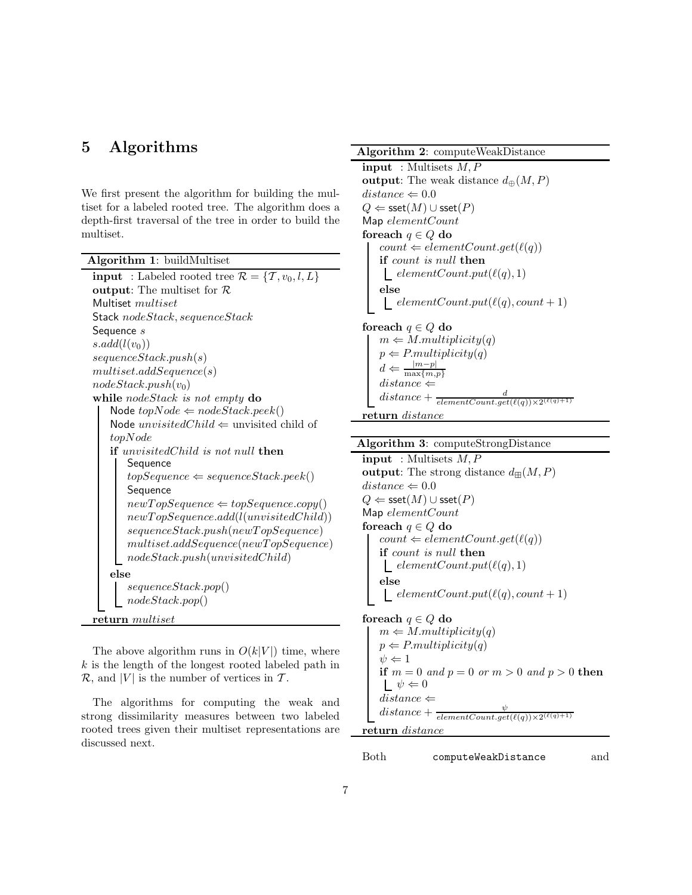# 5 Algorithms

We first present the algorithm for building the multiset for a labeled rooted tree. The algorithm does a depth-first traversal of the tree in order to build the multiset.

**Algorithm 1**: buildMultiset

```
input  : Labeled rooted tree R = {T, v_0, l, L}
output: The multiset for R
Multiset multiset
Stack nodeStack, sequenceStack
Sequence s
s.add(l(v_0))
sequenceStack.push(s)
multiset.addSequence(s)
nodeStack.push(v_0)
while nodeStack is not empty do
    Node topNode ⇐ nodeStack.peek()
    Node unvisitedChild ⇐ unvisited child of topNode
    if unvisitedChild is not null then
        Sequence topSequence ⇐ sequenceStack.peek()
        Sequence newTopSequence ⇐ topSequence.copy()
        newTopSequence.add(l(unvisitedChild))
        sequenceStack.push(newTopSequence)
        multiset.addSequence(newTopSequence)
        nodeStack.push(unvisitedChild)
    else
        sequenceStack.pop()
        nodeStack.pop()
return multiset
```

The above algorithm runs in $O(k|V|)$ time, where $k$ is the length of the longest rooted labeled path in $\mathcal{R}$, and $|V|$ is the number of vertices in $\mathcal{T}$.

The algorithms for computing the weak and strong dissimilarity measures between two labeled rooted trees given their multiset representations are discussed next.

**Algorithm 2**: computeWeakDistance

```
input  : Multisets M, P
output: The weak distance d_⊕(M, P)
distance ⇐ 0.0
Q ⇐ sset(M) ∪ sset(P)
Map elementCount
foreach q ∈ Q do
    count ⇐ elementCount.get(ℓ(q))
    if count is null then
        elementCount.put(ℓ(q), 1)
    else
        elementCount.put(ℓ(q), count + 1)
foreach q ∈ Q do
    m ⇐ M.multiplicity(q)
    p ⇐ P.multiplicity(q)
    d ⇐ |m − p| / max{m, p}
    distance ⇐ distance + d / (elementCount.get(ℓ(q)) × 2^(ℓ(q)+1))
return distance
```

**Algorithm 3**: computeStrongDistance

```
input  : Multisets M, P
output: The strong distance d_⊞(M, P)
distance ⇐ 0.0
Q ⇐ sset(M) ∪ sset(P)
Map elementCount
foreach q ∈ Q do
    count ⇐ elementCount.get(ℓ(q))
    if count is null then
        elementCount.put(ℓ(q), 1)
    else
        elementCount.put(ℓ(q), count + 1)
foreach q ∈ Q do
    m ⇐ M.multiplicity(q)
    p ⇐ P.multiplicity(q)
    ψ ⇐ 1
    if m = 0 and p = 0 or m > 0 and p > 0 then
        ψ ⇐ 0
    distance ⇐ distance + ψ / (elementCount.get(ℓ(q)) × 2^(ℓ(q)+1))
return distance
```

Both `computeWeakDistance` and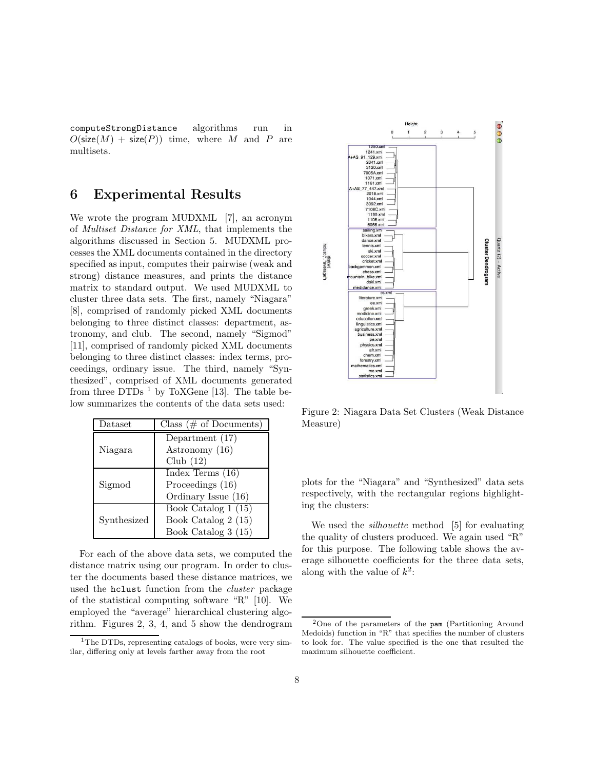computeStrongDistance algorithms run in $O(\mathsf{size}(M) + \mathsf{size}(P))$ time, where $M$ and $P$ are multisets.

## 6 Experimental Results

We wrote the program MUDXML [7], an acronym of *Multiset Distance for XML*, that implements the algorithms discussed in Section 5. MUDXML processes the XML documents contained in the directory specified as input, computes their pairwise (weak and strong) distance measures, and prints the distance matrix to standard output. We used MUDXML to cluster three data sets. The first, namely "Niagara" [8], comprised of randomly picked XML documents belonging to three distinct classes: department, astronomy, and club. The second, namely "Sigmod" [11], comprised of randomly picked XML documents belonging to three distinct classes: index terms, proceedings, ordinary issue. The third, namely "Synthesized", comprised of XML documents generated from three DTDs [1] by ToXGene [13]. The table below summarizes the contents of the data sets used:

| Dataset | Class (# of Documents) |
|---|---|
| Niagara | Department (17) |
| | Astronomy (16) |
| | Club (12) |
| Sigmod | Index Terms (16) |
| | Proceedings (16) |
| | Ordinary Issue (16) |
| Synthesized | Book Catalog 1 (15) |
| | Book Catalog 2 (15) |
| | Book Catalog 3 (15) |

For each of the above data sets, we computed the distance matrix using our program. In order to cluster the documents based these distance matrices, we used the `hclust` function from the *cluster* package of the statistical computing software "R" [10]. We employed the "average" hierarchical clustering algorithm. Figures 2, 3, 4, and 5 show the dendrogram plots for the "Niagara" and "Synthesized" data sets respectively, with the rectangular regions highlighting the clusters:

Figure 2: Niagara Data Set Clusters (Weak Distance Measure)

We used the *silhouette* method [5] for evaluating the quality of clusters produced. We again used "R" for this purpose. The following table shows the average silhouette coefficients for the three data sets, along with the value of $k$[2]:

[1] The DTDs, representing catalogs of books, were very similar, differing only at levels farther away from the root

[2] One of the parameters of the `pam` (Partitioning Around Medoids) function in "R" that specifies the number of clusters to look for. The value specified is the one that resulted the maximum silhouette coefficient.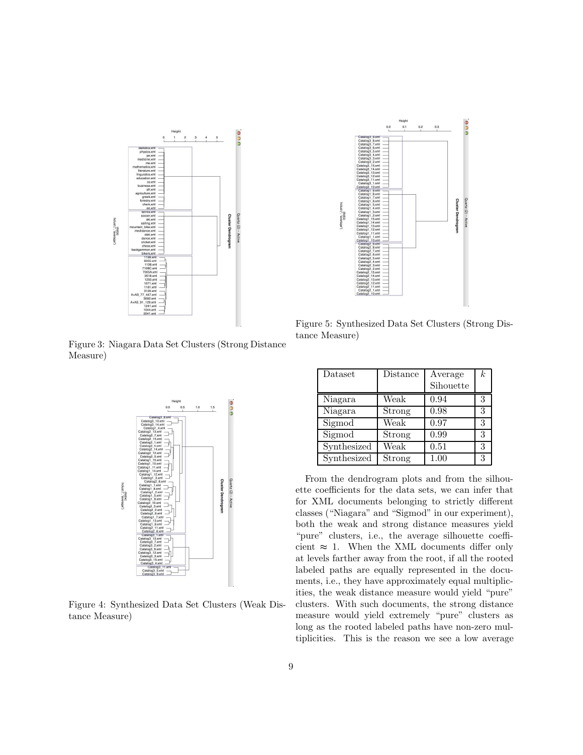Figure 3: Niagara Data Set Clusters (Strong Distance Measure)

Figure 4: Synthesized Data Set Clusters (Weak Distance Measure)

Figure 5: Synthesized Data Set Clusters (Strong Distance Measure)

| Dataset | Distance | Average Sihouette | $k$ |
|---|---|---|---|
| Niagara | Weak | 0.94 | 3 |
| Niagara | Strong | 0.98 | 3 |
| Sigmod | Weak | 0.97 | 3 |
| Sigmod | Strong | 0.99 | 3 |
| Synthesized | Weak | 0.51 | 3 |
| Synthesized | Strong | 1.00 | 3 |

From the dendrogram plots and from the silhouette coefficients for the data sets, we can infer that for XML documents belonging to strictly different classes ("Niagara" and "Sigmod" in our experiment), both the weak and strong distance measures yield "pure" clusters, i.e., the average silhouette coefficient $\approx 1$. When the XML documents differ only at levels farther away from the root, if all the rooted labeled paths are equally represented in the documents, i.e., they have approximately equal multiplicities, the weak distance measure would yield "pure" clusters. With such documents, the strong distance measure would yield extremely "pure" clusters as long as the rooted labeled paths have non-zero multiplicities. This is the reason we see a low average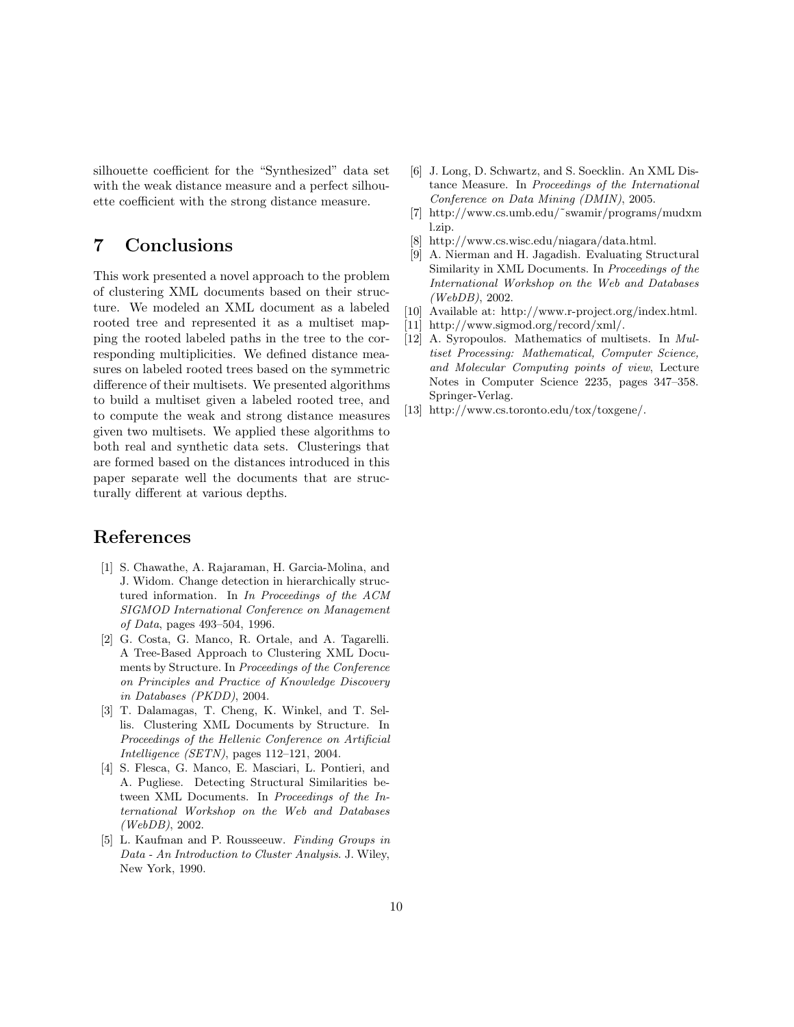silhouette coefficient for the “Synthesized” data set with the weak distance measure and a perfect silhouette coefficient with the strong distance measure.

# 7 Conclusions

This work presented a novel approach to the problem of clustering XML documents based on their structure. We modeled an XML document as a labeled rooted tree and represented it as a multiset mapping the rooted labeled paths in the tree to the corresponding multiplicities. We defined distance measures on labeled rooted trees based on the symmetric difference of their multisets. We presented algorithms to build a multiset given a labeled rooted tree, and to compute the weak and strong distance measures given two multisets. We applied these algorithms to both real and synthetic data sets. Clusterings that are formed based on the distances introduced in this paper separate well the documents that are structurally different at various depths.

# References

[1] S. Chawathe, A. Rajaraman, H. Garcia-Molina, and J. Widom. Change detection in hierarchically structured information. In *In Proceedings of the ACM SIGMOD International Conference on Management of Data*, pages 493–504, 1996.

[2] G. Costa, G. Manco, R. Ortale, and A. Tagarelli. A Tree-Based Approach to Clustering XML Documents by Structure. In *Proceedings of the Conference on Principles and Practice of Knowledge Discovery in Databases (PKDD)*, 2004.

[3] T. Dalamagas, T. Cheng, K. Winkel, and T. Sellis. Clustering XML Documents by Structure. In *Proceedings of the Hellenic Conference on Artificial Intelligence (SETN)*, pages 112–121, 2004.

[4] S. Flesca, G. Manco, E. Masciari, L. Pontieri, and A. Pugliese. Detecting Structural Similarities between XML Documents. In *Proceedings of the International Workshop on the Web and Databases (WebDB)*, 2002.

[5] L. Kaufman and P. Rousseeuw. *Finding Groups in Data - An Introduction to Cluster Analysis*. J. Wiley, New York, 1990.

[6] J. Long, D. Schwartz, and S. Soecklin. An XML Distance Measure. In *Proceedings of the International Conference on Data Mining (DMIN)*, 2005.

[7] http://www.cs.umb.edu/˜swamir/programs/mudxml.zip.

[8] http://www.cs.wisc.edu/niagara/data.html.

[9] A. Nierman and H. Jagadish. Evaluating Structural Similarity in XML Documents. In *Proceedings of the International Workshop on the Web and Databases (WebDB)*, 2002.

[10] Available at: http://www.r-project.org/index.html.

[11] http://www.sigmod.org/record/xml/.

[12] A. Syropoulos. Mathematics of multisets. In *Multiset Processing: Mathematical, Computer Science, and Molecular Computing points of view*, Lecture Notes in Computer Science 2235, pages 347–358. Springer-Verlag.

[13] http://www.cs.toronto.edu/tox/toxgene/.